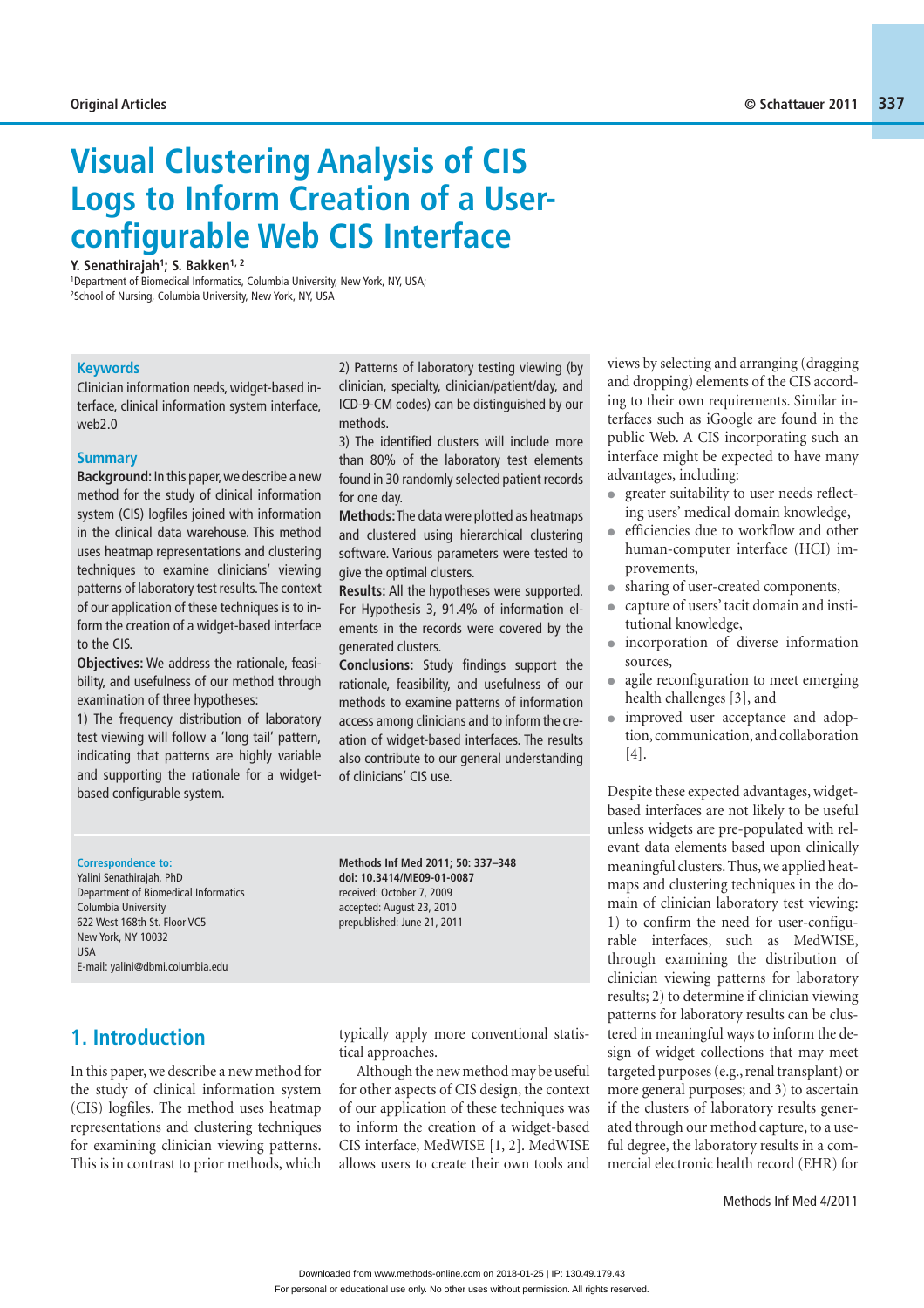# Visual Clustering Analysis of CIS Logs to Inform Creation of a User-configurable Web CIS Interface

**Y. Senathirajah[1]; S. Bakken[1, 2]**

[1]Department of Biomedical Informatics, Columbia University, New York, NY, USA;
[2]School of Nursing, Columbia University, New York, NY, USA

## Keywords

Clinician information needs, widget-based interface, clinical information system interface, web2.0

## Summary

**Background:** In this paper, we describe a new method for the study of clinical information system (CIS) logfiles joined with information in the clinical data warehouse. This method uses heatmap representations and clustering techniques to examine clinicians' viewing patterns of laboratory test results. The context of our application of these techniques is to inform the creation of a widget-based interface to the CIS.

**Objectives:** We address the rationale, feasibility, and usefulness of our method through examination of three hypotheses:

1) The frequency distribution of laboratory test viewing will follow a 'long tail' pattern, indicating that patterns are highly variable and supporting the rationale for a widget-based configurable system.

2) Patterns of laboratory testing viewing (by clinician, specialty, clinician/patient/day, and ICD-9-CM codes) can be distinguished by our methods.

3) The identified clusters will include more than 80% of the laboratory test elements found in 30 randomly selected patient records for one day.

**Methods:** The data were plotted as heatmaps and clustered using hierarchical clustering software. Various parameters were tested to give the optimal clusters.

**Results:** All the hypotheses were supported. For Hypothesis 3, 91.4% of information elements in the records were covered by the generated clusters.

**Conclusions:** Study findings support the rationale, feasibility, and usefulness of our methods to examine patterns of information access among clinicians and to inform the creation of widget-based interfaces. The results also contribute to our general understanding of clinicians' CIS use.

**Correspondence to:**
Yalini Senathirajah, PhD
Department of Biomedical Informatics
Columbia University
622 West 168th St. Floor VC5
New York, NY 10032
USA
E-mail: yalini@dbmi.columbia.edu

**Methods Inf Med 2011; 50: 337–348**
**doi: 10.3414/ME09-01-0087**
received: October 7, 2009
accepted: August 23, 2010
prepublished: June 21, 2011

## 1. Introduction

In this paper, we describe a new method for the study of clinical information system (CIS) logfiles. The method uses heatmap representations and clustering techniques for examining clinician viewing patterns. This is in contrast to prior methods, which typically apply more conventional statistical approaches.

Although the new method may be useful for other aspects of CIS design, the context of our application of these techniques was to inform the creation of a widget-based CIS interface, MedWISE [1, 2]. MedWISE allows users to create their own tools and views by selecting and arranging (dragging and dropping) elements of the CIS according to their own requirements. Similar interfaces such as iGoogle are found in the public Web. A CIS incorporating such an interface might be expected to have many advantages, including:

- greater suitability to user needs reflecting users' medical domain knowledge,
- efficiencies due to workflow and other human-computer interface (HCI) improvements,
- sharing of user-created components,
- capture of users' tacit domain and institutional knowledge,
- incorporation of diverse information sources,
- agile reconfiguration to meet emerging health challenges [3], and
- improved user acceptance and adoption, communication, and collaboration [4].

Despite these expected advantages, widget-based interfaces are not likely to be useful unless widgets are pre-populated with relevant data elements based upon clinically meaningful clusters. Thus, we applied heatmaps and clustering techniques in the domain of clinician laboratory test viewing: 1) to confirm the need for user-configurable interfaces, such as MedWISE, through examining the distribution of clinician viewing patterns for laboratory results; 2) to determine if clinician viewing patterns for laboratory results can be clustered in meaningful ways to inform the design of widget collections that may meet targeted purposes (e.g., renal transplant) or more general purposes; and 3) to ascertain if the clusters of laboratory results generated through our method capture, to a useful degree, the laboratory results in a commercial electronic health record (EHR) for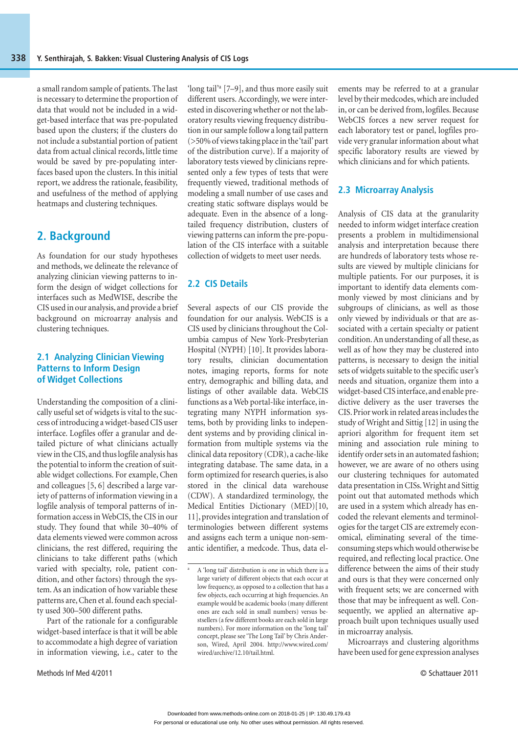a small random sample of patients. The last is necessary to determine the proportion of data that would not be included in a widget-based interface that was pre-populated based upon the clusters; if the clusters do not include a substantial portion of patient data from actual clinical records, little time would be saved by pre-populating interfaces based upon the clusters. In this initial report, we address the rationale, feasibility, and usefulness of the method of applying heatmaps and clustering techniques.

## 2. Background

As foundation for our study hypotheses and methods, we delineate the relevance of analyzing clinician viewing patterns to inform the design of widget collections for interfaces such as MedWISE, describe the CIS used in our analysis, and provide a brief background on microarray analysis and clustering techniques.

### 2.1 Analyzing Clinician Viewing Patterns to Inform Design of Widget Collections

Understanding the composition of a clinically useful set of widgets is vital to the success of introducing a widget-based CIS user interface. Logfiles offer a granular and detailed picture of what clinicians actually view in the CIS, and thus logfile analysis has the potential to inform the creation of suitable widget collections. For example, Chen and colleagues [5, 6] described a large variety of patterns of information viewing in a logfile analysis of temporal patterns of information access in WebCIS, the CIS in our study. They found that while 30–40% of data elements viewed were common across clinicians, the rest differed, requiring the clinicians to take different paths (which varied with specialty, role, patient condition, and other factors) through the system. As an indication of how variable these patterns are, Chen et al. found each specialty used 300–500 different paths.

Part of the rationale for a configurable widget-based interface is that it will be able to accommodate a high degree of variation in information viewing, i.e., cater to the 'long tail'[a] [7–9], and thus more easily suit different users. Accordingly, we were interested in discovering whether or not the laboratory results viewing frequency distribution in our sample follow a long tail pattern (>50% of views taking place in the 'tail' part of the distribution curve). If a majority of laboratory tests viewed by clinicians represented only a few types of tests that were frequently viewed, traditional methods of modeling a small number of use cases and creating static software displays would be adequate. Even in the absence of a long-tailed frequency distribution, clusters of viewing patterns can inform the pre-population of the CIS interface with a suitable collection of widgets to meet user needs.

### 2.2 CIS Details

Several aspects of our CIS provide the foundation for our analysis. WebCIS is a CIS used by clinicians throughout the Columbia campus of New York-Presbyterian Hospital (NYPH) [10]. It provides laboratory results, clinician documentation notes, imaging reports, forms for note entry, demographic and billing data, and listings of other available data. WebCIS functions as a Web portal-like interface, integrating many NYPH information systems, both by providing links to independent systems and by providing clinical information from multiple systems via the clinical data repository (CDR), a cache-like integrating database. The same data, in a form optimized for research queries, is also stored in the clinical data warehouse (CDW). A standardized terminology, the Medical Entities Dictionary (MED)[10, 11], provides integration and translation of terminologies between different systems and assigns each term a unique non-semantic identifier, a medcode. Thus, data elements may be referred to at a granular level by their medcodes, which are included in, or can be derived from, logfiles. Because WebCIS forces a new server request for each laboratory test or panel, logfiles provide very granular information about what specific laboratory results are viewed by which clinicians and for which patients.

[a] A 'long tail' distribution is one in which there is a large variety of different objects that each occur at low frequency, as opposed to a collection that has a few objects, each occurring at high frequencies. An example would be academic books (many different ones are each sold in small numbers) versus bestsellers (a few different books are each sold in large numbers). For more information on the 'long tail' concept, please see 'The Long Tail' by Chris Anderson, Wired, April 2004. http://www.wired.com/wired/archive/12.10/tail.html.

### 2.3 Microarray Analysis

Analysis of CIS data at the granularity needed to inform widget interface creation presents a problem in multidimensional analysis and interpretation because there are hundreds of laboratory tests whose results are viewed by multiple clinicians for multiple patients. For our purposes, it is important to identify data elements commonly viewed by most clinicians and by subgroups of clinicians, as well as those only viewed by individuals or that are associated with a certain specialty or patient condition. An understanding of all these, as well as of how they may be clustered into patterns, is necessary to design the initial sets of widgets suitable to the specific user's needs and situation, organize them into a widget-based CIS interface, and enable predictive delivery as the user traverses the CIS. Prior work in related areas includes the study of Wright and Sittig [12] in using the apriori algorithm for frequent item set mining and association rule mining to identify order sets in an automated fashion; however, we are aware of no others using our clustering techniques for automated data presentation in CISs. Wright and Sittig point out that automated methods which are used in a system which already has encoded the relevant elements and terminologies for the target CIS are extremely economical, eliminating several of the time-consuming steps which would otherwise be required, and reflecting local practice. One difference between the aims of their study and ours is that they were concerned only with frequent sets; we are concerned with those that may be infrequent as well. Consequently, we applied an alternative approach built upon techniques usually used in microarray analysis.

Microarrays and clustering algorithms have been used for gene expression analyses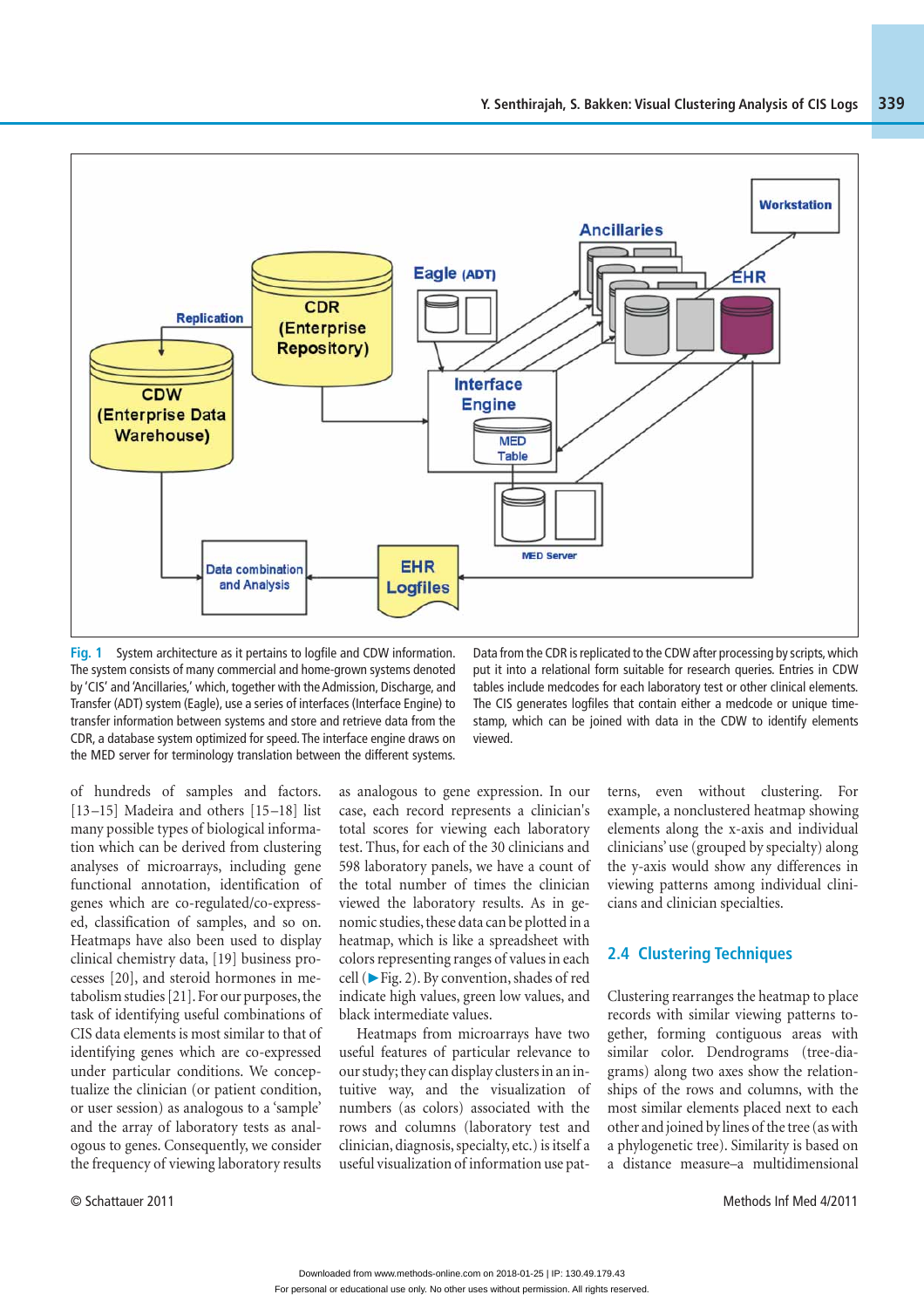Fig. 1 System architecture as it pertains to logfile and CDW information. The system consists of many commercial and home-grown systems denoted by 'CIS' and 'Ancillaries,' which, together with the Admission, Discharge, and Transfer (ADT) system (Eagle), use a series of interfaces (Interface Engine) to transfer information between systems and store and retrieve data from the CDR, a database system optimized for speed. The interface engine draws on the MED server for terminology translation between the different systems. Data from the CDR is replicated to the CDW after processing by scripts, which put it into a relational form suitable for research queries. Entries in CDW tables include medcodes for each laboratory test or other clinical elements. The CIS generates logfiles that contain either a medcode or unique timestamp, which can be joined with data in the CDW to identify elements viewed.

of hundreds of samples and factors. [13–15] Madeira and others [15–18] list many possible types of biological information which can be derived from clustering analyses of microarrays, including gene functional annotation, identification of genes which are co-regulated/co-expressed, classification of samples, and so on. Heatmaps have also been used to display clinical chemistry data, [19] business processes [20], and steroid hormones in metabolism studies [21]. For our purposes, the task of identifying useful combinations of CIS data elements is most similar to that of identifying genes which are co-expressed under particular conditions. We conceptualize the clinician (or patient condition, or user session) as analogous to a 'sample' and the array of laboratory tests as analogous to genes. Consequently, we consider the frequency of viewing laboratory results as analogous to gene expression. In our case, each record represents a clinician's total scores for viewing each laboratory test. Thus, for each of the 30 clinicians and 598 laboratory panels, we have a count of the total number of times the clinician viewed the laboratory results. As in genomic studies, these data can be plotted in a heatmap, which is like a spreadsheet with colors representing ranges of values in each cell (►Fig. 2). By convention, shades of red indicate high values, green low values, and black intermediate values.

Heatmaps from microarrays have two useful features of particular relevance to our study; they can display clusters in an intuitive way, and the visualization of numbers (as colors) associated with the rows and columns (laboratory test and clinician, diagnosis, specialty, etc.) is itself a useful visualization of information use patterns, even without clustering. For example, a nonclustered heatmap showing elements along the x-axis and individual clinicians' use (grouped by specialty) along the y-axis would show any differences in viewing patterns among individual clinicians and clinician specialties.

## 2.4 Clustering Techniques

Clustering rearranges the heatmap to place records with similar viewing patterns together, forming contiguous areas with similar color. Dendrograms (tree-diagrams) along two axes show the relationships of the rows and columns, with the most similar elements placed next to each other and joined by lines of the tree (as with a phylogenetic tree). Similarity is based on a distance measure–a multidimensional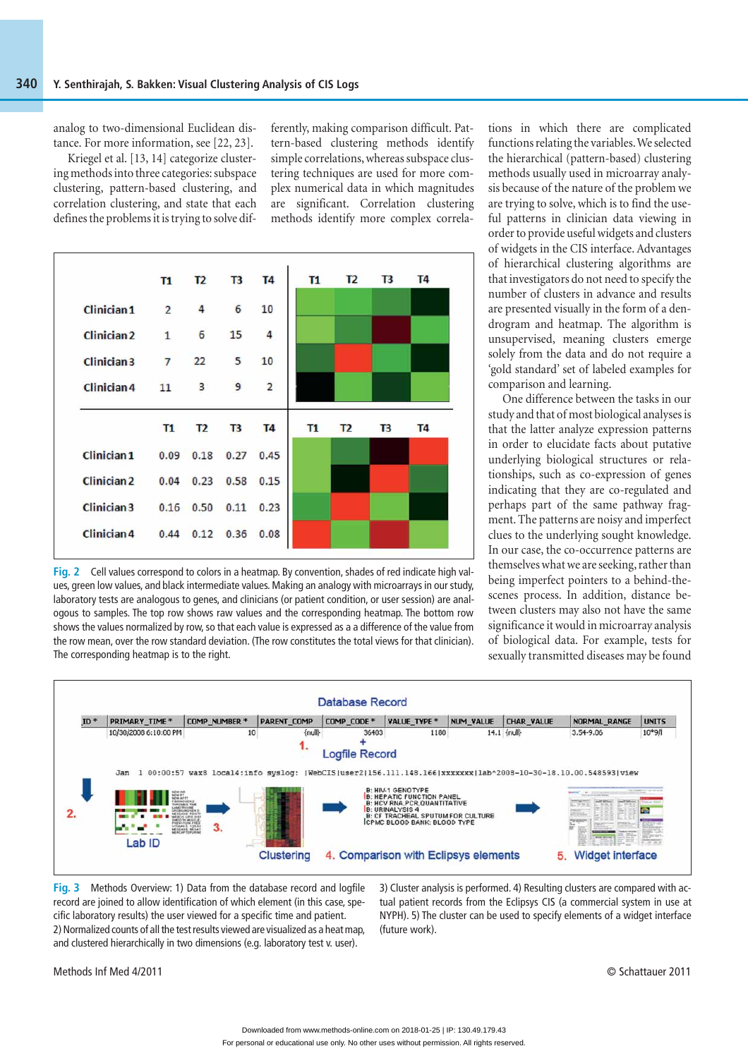analog to two-dimensional Euclidean distance. For more information, see [22, 23].

Kriegel et al. [13, 14] categorize clustering methods into three categories: subspace clustering, pattern-based clustering, and correlation clustering, and state that each defines the problems it is trying to solve differently, making comparison difficult. Pattern-based clustering methods identify simple correlations, whereas subspace clustering techniques are used for more complex numerical data in which magnitudes are significant. Correlation clustering methods identify more complex correlations in which there are complicated functions relating the variables. We selected the hierarchical (pattern-based) clustering methods usually used in microarray analysis because of the nature of the problem we are trying to solve, which is to find the useful patterns in clinician data viewing in order to provide useful widgets and clusters of widgets in the CIS interface. Advantages of hierarchical clustering algorithms are that investigators do not need to specify the number of clusters in advance and results are presented visually in the form of a dendrogram and heatmap. The algorithm is unsupervised, meaning clusters emerge solely from the data and do not require a 'gold standard' set of labeled examples for comparison and learning.

One difference between the tasks in our study and that of most biological analyses is that the latter analyze expression patterns in order to elucidate facts about putative underlying biological structures or relationships, such as co-expression of genes indicating that they are co-regulated and perhaps part of the same pathway fragment. The patterns are noisy and imperfect clues to the underlying sought knowledge. In our case, the co-occurrence patterns are themselves what we are seeking, rather than being imperfect pointers to a behind-the-scenes process. In addition, distance between clusters may also not have the same significance it would in microarray analysis of biological data. For example, tests for sexually transmitted diseases may be found

| | T1 | T2 | T3 | T4 |
|---|---|---|---|---|
| Clinician 1 | 2 | 4 | 6 | 10 |
| Clinician 2 | 1 | 6 | 15 | 4 |
| Clinician 3 | 7 | 22 | 5 | 10 |
| Clinician 4 | 11 | 3 | 9 | 2 |

| | T1 | T2 | T3 | T4 |
|---|---|---|---|---|
| Clinician 1 | 0.09 | 0.18 | 0.27 | 0.45 |
| Clinician 2 | 0.04 | 0.23 | 0.58 | 0.15 |
| Clinician 3 | 0.16 | 0.50 | 0.11 | 0.23 |
| Clinician 4 | 0.44 | 0.12 | 0.36 | 0.08 |

Fig. 2 Cell values correspond to colors in a heatmap. By convention, shades of red indicate high values, green low values, and black intermediate values. Making an analogy with microarrays in our study, laboratory tests are analogous to genes, and clinicians (or patient condition, or user session) are analogous to samples. The top row shows raw values and the corresponding heatmap. The bottom row shows the values normalized by row, so that each value is expressed as a a difference of the value from the row mean, over the row standard deviation. (The row constitutes the total views for that clinician). The corresponding heatmap is to the right.

Fig. 3 Methods Overview: 1) Data from the database record and logfile record are joined to allow identification of which element (in this case, specific laboratory results) the user viewed for a specific time and patient. 2) Normalized counts of all the test results viewed are visualized as a heat map, and clustered hierarchically in two dimensions (e.g. laboratory test v. user). 3) Cluster analysis is performed. 4) Resulting clusters are compared with actual patient records from the Eclipsys CIS (a commercial system in use at NYPH). 5) The cluster can be used to specify elements of a widget interface (future work).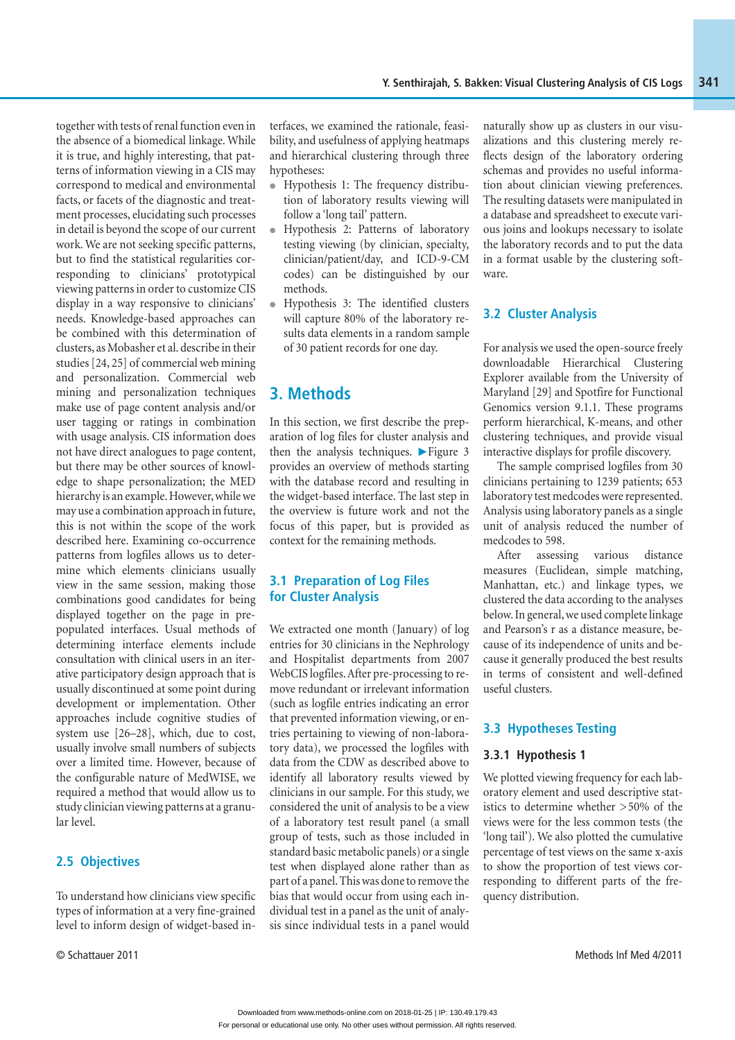together with tests of renal function even in the absence of a biomedical linkage. While it is true, and highly interesting, that patterns of information viewing in a CIS may correspond to medical and environmental facts, or facets of the diagnostic and treatment processes, elucidating such processes in detail is beyond the scope of our current work. We are not seeking specific patterns, but to find the statistical regularities corresponding to clinicians' prototypical viewing patterns in order to customize CIS display in a way responsive to clinicians' needs. Knowledge-based approaches can be combined with this determination of clusters, as Mobasher et al. describe in their studies [24, 25] of commercial web mining and personalization. Commercial web mining and personalization techniques make use of page content analysis and/or user tagging or ratings in combination with usage analysis. CIS information does not have direct analogues to page content, but there may be other sources of knowledge to shape personalization; the MED hierarchy is an example. However, while we may use a combination approach in future, this is not within the scope of the work described here. Examining co-occurrence patterns from logfiles allows us to determine which elements clinicians usually view in the same session, making those combinations good candidates for being displayed together on the page in pre-populated interfaces. Usual methods of determining interface elements include consultation with clinical users in an iterative participatory design approach that is usually discontinued at some point during development or implementation. Other approaches include cognitive studies of system use [26–28], which, due to cost, usually involve small numbers of subjects over a limited time. However, because of the configurable nature of MedWISE, we required a method that would allow us to study clinician viewing patterns at a granular level.

## 2.5 Objectives

To understand how clinicians view specific types of information at a very fine-grained level to inform design of widget-based interfaces, we examined the rationale, feasibility, and usefulness of applying heatmaps and hierarchical clustering through three hypotheses:

- Hypothesis 1: The frequency distribution of laboratory results viewing will follow a 'long tail' pattern.
- Hypothesis 2: Patterns of laboratory testing viewing (by clinician, specialty, clinician/patient/day, and ICD-9-CM codes) can be distinguished by our methods.
- Hypothesis 3: The identified clusters will capture 80% of the laboratory results data elements in a random sample of 30 patient records for one day.

# 3. Methods

In this section, we first describe the preparation of log files for cluster analysis and then the analysis techniques. ▶Figure 3 provides an overview of methods starting with the database record and resulting in the widget-based interface. The last step in the overview is future work and not the focus of this paper, but is provided as context for the remaining methods.

## 3.1 Preparation of Log Files for Cluster Analysis

We extracted one month (January) of log entries for 30 clinicians in the Nephrology and Hospitalist departments from 2007 WebCIS logfiles. After pre-processing to remove redundant or irrelevant information (such as logfile entries indicating an error that prevented information viewing, or entries pertaining to viewing of non-laboratory data), we processed the logfiles with data from the CDW as described above to identify all laboratory results viewed by clinicians in our sample. For this study, we considered the unit of analysis to be a view of a laboratory test result panel (a small group of tests, such as those included in standard basic metabolic panels) or a single test when displayed alone rather than as part of a panel. This was done to remove the bias that would occur from using each individual test in a panel as the unit of analysis since individual tests in a panel would naturally show up as clusters in our visualizations and this clustering merely reflects design of the laboratory ordering schemas and provides no useful information about clinician viewing preferences. The resulting datasets were manipulated in a database and spreadsheet to execute various joins and lookups necessary to isolate the laboratory records and to put the data in a format usable by the clustering software.

## 3.2 Cluster Analysis

For analysis we used the open-source freely downloadable Hierarchical Clustering Explorer available from the University of Maryland [29] and Spotfire for Functional Genomics version 9.1.1. These programs perform hierarchical, K-means, and other clustering techniques, and provide visual interactive displays for profile discovery.

The sample comprised logfiles from 30 clinicians pertaining to 1239 patients; 653 laboratory test medcodes were represented. Analysis using laboratory panels as a single unit of analysis reduced the number of medcodes to 598.

After assessing various distance measures (Euclidean, simple matching, Manhattan, etc.) and linkage types, we clustered the data according to the analyses below. In general, we used complete linkage and Pearson's r as a distance measure, because of its independence of units and because it generally produced the best results in terms of consistent and well-defined useful clusters.

## 3.3 Hypotheses Testing

### 3.3.1 Hypothesis 1

We plotted viewing frequency for each laboratory element and used descriptive statistics to determine whether >50% of the views were for the less common tests (the 'long tail'). We also plotted the cumulative percentage of test views on the same x-axis to show the proportion of test views corresponding to different parts of the frequency distribution.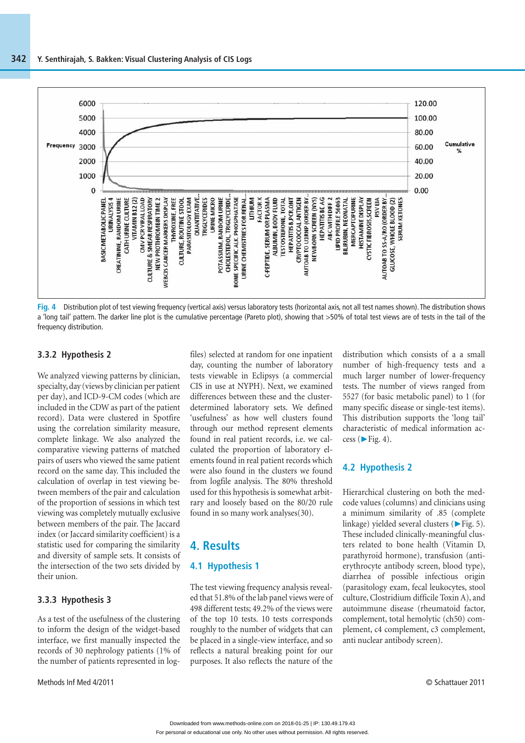Fig. 4 Distribution plot of test viewing frequency (vertical axis) versus laboratory tests (horizontal axis, not all test names shown). The distribution shows a 'long tail' pattern. The darker line plot is the cumulative percentage (Pareto plot), showing that >50% of total test views are of tests in the tail of the frequency distribution.

### 3.3.2 Hypothesis 2

We analyzed viewing patterns by clinician, specialty, day (views by clinician per patient per day), and ICD-9-CM codes (which are included in the CDW as part of the patient record). Data were clustered in Spotfire using the correlation similarity measure, complete linkage. We also analyzed the comparative viewing patterns of matched pairs of users who viewed the same patient record on the same day. This included the calculation of overlap in test viewing between members of the pair and calculation of the proportion of sessions in which test viewing was completely mutually exclusive between members of the pair. The Jaccard index (or Jaccard similarity coefficient) is a statistic used for comparing the similarity and diversity of sample sets. It consists of the intersection of the two sets divided by their union.

### 3.3.3 Hypothesis 3

As a test of the usefulness of the clustering to inform the design of the widget-based interface, we first manually inspected the records of 30 nephrology patients (1% of the number of patients represented in logfiles) selected at random for one inpatient day, counting the number of laboratory tests viewable in Eclipsys (a commercial CIS in use at NYPH). Next, we examined differences between these and the cluster-determined laboratory sets. We defined 'usefulness' as how well clusters found through our method represent elements found in real patient records, i.e. we calculated the proportion of laboratory elements found in real patient records which were also found in the clusters we found from logfile analysis. The 80% threshold used for this hypothesis is somewhat arbitrary and loosely based on the 80/20 rule found in so many work analyses(30).

## 4. Results

### 4.1 Hypothesis 1

The test viewing frequency analysis revealed that 51.8% of the lab panel views were of 498 different tests; 49.2% of the views were of the top 10 tests. 10 tests corresponds roughly to the number of widgets that can be placed in a single-view interface, and so reflects a natural breaking point for our purposes. It also reflects the nature of the distribution which consists of a a small number of high-frequency tests and a much larger number of lower-frequency tests. The number of views ranged from 5527 (for basic metabolic panel) to 1 (for many specific disease or single-test items). This distribution supports the 'long tail' characteristic of medical information access (►Fig. 4).

### 4.2 Hypothesis 2

Hierarchical clustering on both the medcode values (columns) and clinicians using a minimum similarity of .85 (complete linkage) yielded several clusters (►Fig. 5). These included clinically-meaningful clusters related to bone health (Vitamin D, parathyroid hormone), transfusion (anti-erythrocyte antibody screen, blood type), diarrhea of possible infectious origin (parasitology exam, fecal leukocytes, stool culture, Clostridium difficile Toxin A), and autoimmune disease (rheumatoid factor, complement, total hemolytic (ch50) complement, c4 complement, c3 complement, anti nuclear antibody screen).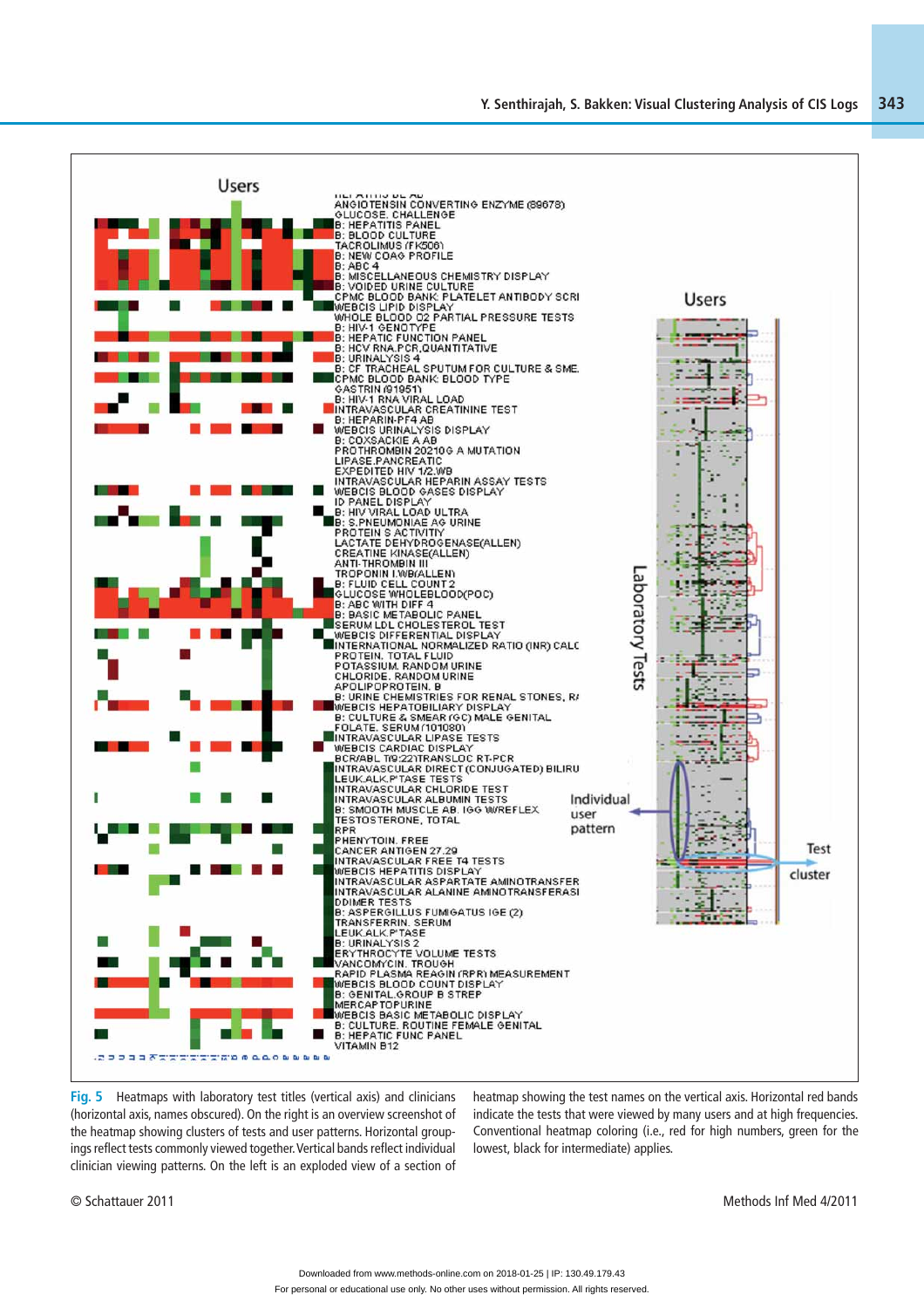**Fig. 5** Heatmaps with laboratory test titles (vertical axis) and clinicians (horizontal axis, names obscured). On the right is an overview screenshot of the heatmap showing clusters of tests and user patterns. Horizontal groupings reflect tests commonly viewed together. Vertical bands reflect individual clinician viewing patterns. On the left is an exploded view of a section of heatmap showing the test names on the vertical axis. Horizontal red bands indicate the tests that were viewed by many users and at high frequencies. Conventional heatmap coloring (i.e., red for high numbers, green for the lowest, black for intermediate) applies.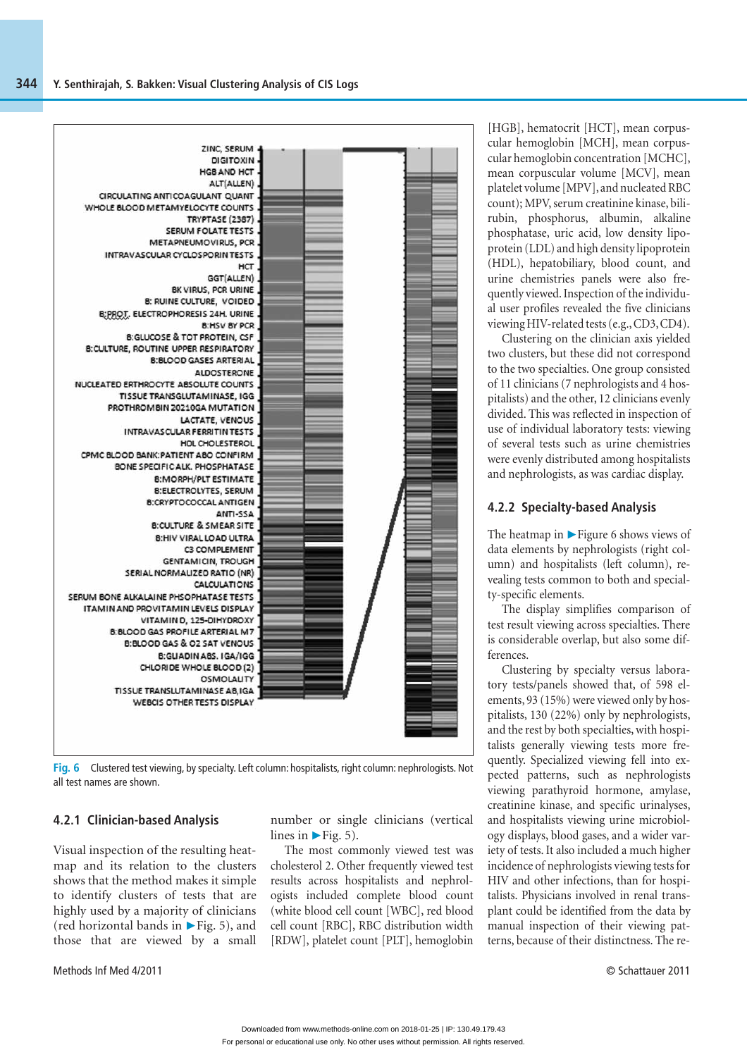Fig. 6 Clustered test viewing, by specialty. Left column: hospitalists, right column: nephrologists. Not all test names are shown.

### 4.2.1 Clinician-based Analysis

Visual inspection of the resulting heatmap and its relation to the clusters shows that the method makes it simple to identify clusters of tests that are highly used by a majority of clinicians (red horizontal bands in ►Fig. 5), and those that are viewed by a small number or single clinicians (vertical lines in ►Fig. 5).

The most commonly viewed test was cholesterol 2. Other frequently viewed test results across hospitalists and nephrologists included complete blood count (white blood cell count [WBC], red blood cell count [RBC], RBC distribution width [RDW], platelet count [PLT], hemoglobin [HGB], hematocrit [HCT], mean corpuscular hemoglobin [MCH], mean corpuscular hemoglobin concentration [MCHC], mean corpuscular volume [MCV], mean platelet volume [MPV], and nucleated RBC count); MPV, serum creatinine kinase, bilirubin, phosphorus, albumin, alkaline phosphatase, uric acid, low density lipoprotein (LDL) and high density lipoprotein (HDL), hepatobiliary, blood count, and urine chemistries panels were also frequently viewed. Inspection of the individual user profiles revealed the five clinicians viewing HIV-related tests (e.g., CD3, CD4).

Clustering on the clinician axis yielded two clusters, but these did not correspond to the two specialties. One group consisted of 11 clinicians (7 nephrologists and 4 hospitalists) and the other, 12 clinicians evenly divided. This was reflected in inspection of use of individual laboratory tests: viewing of several tests such as urine chemistries were evenly distributed among hospitalists and nephrologists, as was cardiac display.

### 4.2.2 Specialty-based Analysis

The heatmap in ►Figure 6 shows views of data elements by nephrologists (right column) and hospitalists (left column), revealing tests common to both and specialty-specific elements.

The display simplifies comparison of test result viewing across specialties. There is considerable overlap, but also some differences.

Clustering by specialty versus laboratory tests/panels showed that, of 598 elements, 93 (15%) were viewed only by hospitalists, 130 (22%) only by nephrologists, and the rest by both specialties, with hospitalists generally viewing tests more frequently. Specialized viewing fell into expected patterns, such as nephrologists viewing parathyroid hormone, amylase, creatinine kinase, and specific urinalyses, and hospitalists viewing urine microbiology displays, blood gases, and a wider variety of tests. It also included a much higher incidence of nephrologists viewing tests for HIV and other infections, than for hospitalists. Physicians involved in renal transplant could be identified from the data by manual inspection of their viewing patterns, because of their distinctness. The re-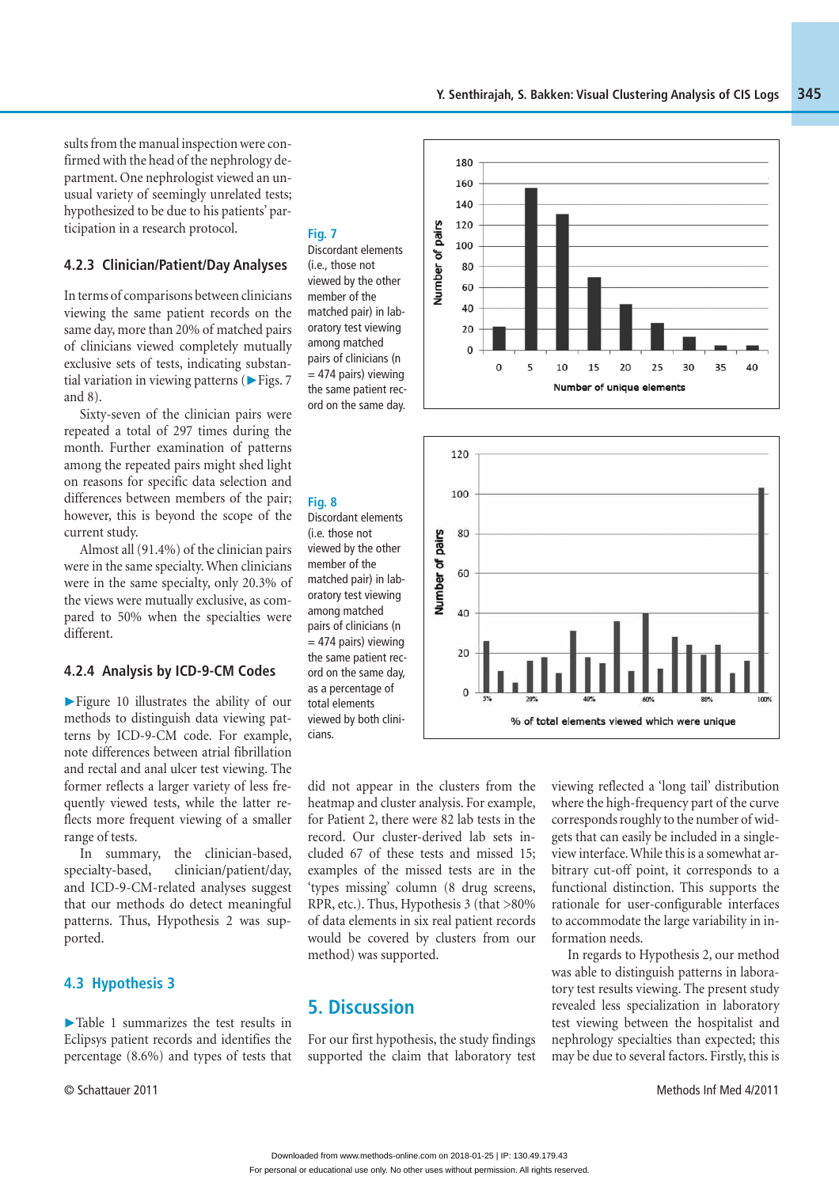sults from the manual inspection were confirmed with the head of the nephrology department. One nephrologist viewed an unusual variety of seemingly unrelated tests; hypothesized to be due to his patients' participation in a research protocol.

### 4.2.3 Clinician/Patient/Day Analyses

In terms of comparisons between clinicians viewing the same patient records on the same day, more than 20% of matched pairs of clinicians viewed completely mutually exclusive sets of tests, indicating substantial variation in viewing patterns (►Figs. 7 and 8).

Sixty-seven of the clinician pairs were repeated a total of 297 times during the month. Further examination of patterns among the repeated pairs might shed light on reasons for specific data selection and differences between members of the pair; however, this is beyond the scope of the current study.

Almost all (91.4%) of the clinician pairs were in the same specialty. When clinicians were in the same specialty, only 20.3% of the views were mutually exclusive, as compared to 50% when the specialties were different.

### 4.2.4 Analysis by ICD-9-CM Codes

►Figure 10 illustrates the ability of our methods to distinguish data viewing patterns by ICD-9-CM code. For example, note differences between atrial fibrillation and rectal and anal ulcer test viewing. The former reflects a larger variety of less frequently viewed tests, while the latter reflects more frequent viewing of a smaller range of tests.

In summary, the clinician-based, specialty-based, clinician/patient/day, and ICD-9-CM-related analyses suggest that our methods do detect meaningful patterns. Thus, Hypothesis 2 was supported.

## 4.3 Hypothesis 3

►Table 1 summarizes the test results in Eclipsys patient records and identifies the percentage (8.6%) and types of tests that did not appear in the clusters from the heatmap and cluster analysis. For example, for Patient 2, there were 82 lab tests in the record. Our cluster-derived lab sets included 67 of these tests and missed 15; examples of the missed tests are in the 'types missing' column (8 drug screens, RPR, etc.). Thus, Hypothesis 3 (that >80% of data elements in six real patient records would be covered by clusters from our method) was supported.

**Fig. 7** Discordant elements (i.e., those not viewed by the other member of the matched pair) in laboratory test viewing among matched pairs of clinicians (n = 474 pairs) viewing the same patient record on the same day.

**Fig. 8** Discordant elements (i.e. those not viewed by the other member of the matched pair) in laboratory test viewing among matched pairs of clinicians (n = 474 pairs) viewing the same patient record on the same day, as a percentage of total elements viewed by both clinicians.

# 5. Discussion

For our first hypothesis, the study findings supported the claim that laboratory test viewing reflected a 'long tail' distribution where the high-frequency part of the curve corresponds roughly to the number of widgets that can easily be included in a single-view interface. While this is a somewhat arbitrary cut-off point, it corresponds to a functional distinction. This supports the rationale for user-configurable interfaces to accommodate the large variability in information needs.

In regards to Hypothesis 2, our method was able to distinguish patterns in laboratory test results viewing. The present study revealed less specialization in laboratory test viewing between the hospitalist and nephrology specialties than expected; this may be due to several factors. Firstly, this is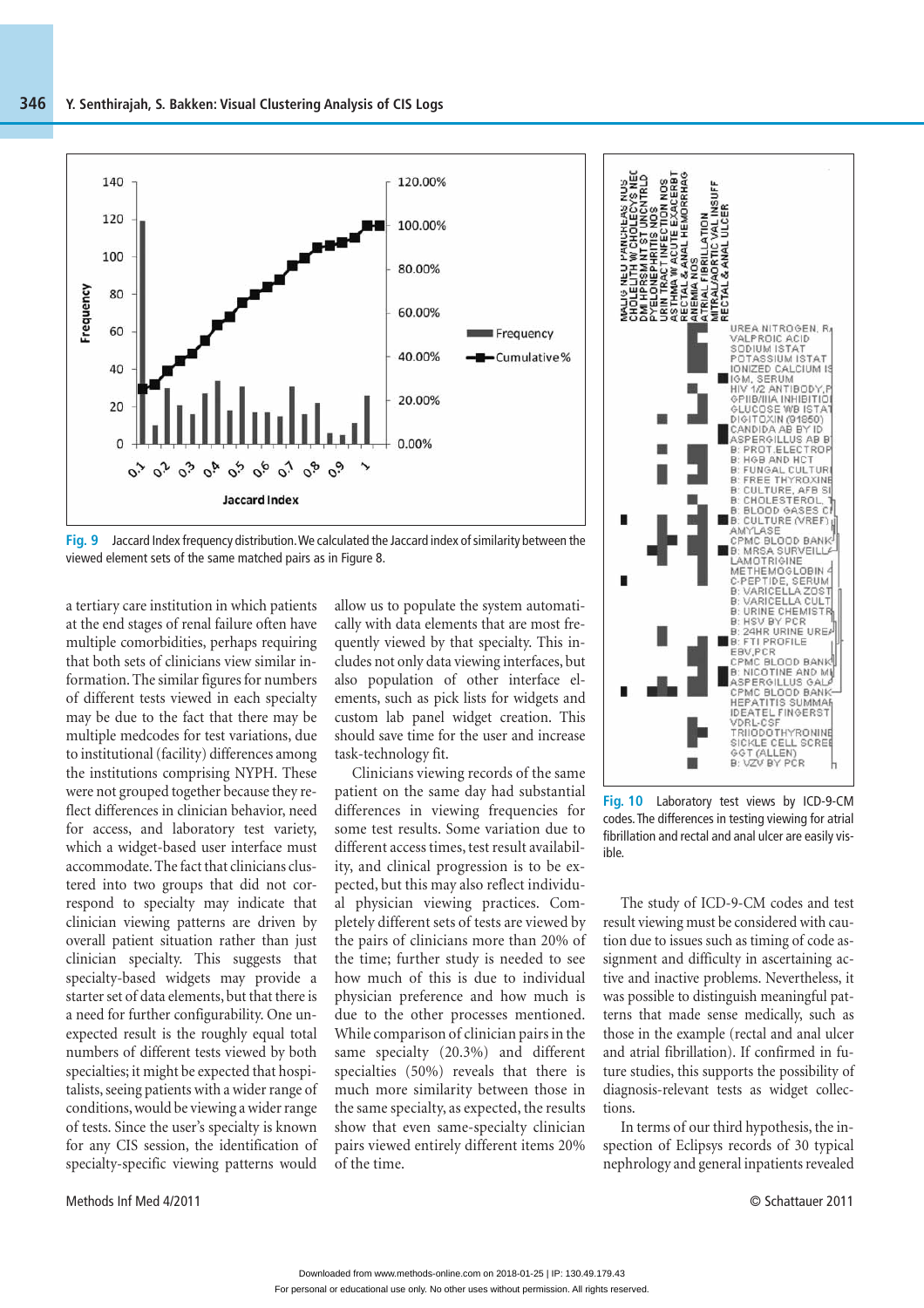140
120
100
80
60
40
20
0
Frequency
120.00%
100.00%
80.00%
60.00%
40.00%
20.00%
0.00%
Frequency
Cumulative %
0.1 0.2 0.3 0.4 0.5 0.6 0.7 0.8 0.9 1
Jaccard Index

**Fig. 9** Jaccard Index frequency distribution. We calculated the Jaccard index of similarity between the viewed element sets of the same matched pairs as in Figure 8.

MALIG NEO PANCREAS NOS
CHOLELITH W CHOLECYS NEC
DMI HPRSM NT ST UNCNTRLD
PYELONEPHRITIS NOS
URIN TRACT INFECTION NOS
ASTHMA W ACUTE EXACERBT
RECTAL & ANAL HEMORRHAG
ANEMIA NOS
ATRIAL FIBRILLATION
MITRAL/AORTIC VAL INSUFF
RECTAL & ANAL ULCER

UREA NITROGEN, R
VALPROIC ACID
SODIUM ISTAT
POTASSIUM ISTAT
IONIZED CALCIUM IS
IGM, SERUM
HIV 1/2 ANTIBODY,P
GPIIB/IIIA INHIBITIO
GLUCOSE WB ISTAT
DIGITOXIN (91850)
CANDIDA AB BY ID
ASPERGILLUS AB B
B: PROT ELECTROP
B: HGB AND HCT
B: FUNGAL CULTUR
B: FREE THYROXINE
B: CULTURE, AFB S
B: CHOLESTEROL,
B: BLOOD GASES C
B: CULTURE (VREF)
AMYLASE
CPMC BLOOD BANK
B: MRSA SURVEILL
LAMOTRIGINE
METHEMOGLOBIN
C-PEPTIDE, SERUM
B: VARICELLA ZOST
B: VARICELLA CULT
B: URINE CHEMISTR
B: HSV BY PCR
B: 24HR URINE URE
B: FTI PROFILE
EBV,PCR
CPMC BLOOD BANK
B: NICOTINE AND M
ASPERGILLUS GAL
CPMC BLOOD BANK
HEPATITIS SUMMA
IDEATEL FINGERST
VDRL-CSF
TRIIODOTHYRONINE
SICKLE CELL SCREE
GGT (ALLEN)
B: VZV BY PCR

**Fig. 10** Laboratory test views by ICD-9-CM codes. The differences in testing viewing for atrial fibrillation and rectal and anal ulcer are easily visible.

a tertiary care institution in which patients at the end stages of renal failure often have multiple comorbidities, perhaps requiring that both sets of clinicians view similar information. The similar figures for numbers of different tests viewed in each specialty may be due to the fact that there may be multiple medcodes for test variations, due to institutional (facility) differences among the institutions comprising NYPH. These were not grouped together because they reflect differences in clinician behavior, need for access, and laboratory test variety, which a widget-based user interface must accommodate. The fact that clinicians clustered into two groups that did not correspond to specialty may indicate that clinician viewing patterns are driven by overall patient situation rather than just clinician specialty. This suggests that specialty-based widgets may provide a starter set of data elements, but that there is a need for further configurability. One unexpected result is the roughly equal total numbers of different tests viewed by both specialties; it might be expected that hospitalists, seeing patients with a wider range of conditions, would be viewing a wider range of tests. Since the user's specialty is known for any CIS session, the identification of specialty-specific viewing patterns would allow us to populate the system automatically with data elements that are most frequently viewed by that specialty. This includes not only data viewing interfaces, but also population of other interface elements, such as pick lists for widgets and custom lab panel widget creation. This should save time for the user and increase task-technology fit.

Clinicians viewing records of the same patient on the same day had substantial differences in viewing frequencies for some test results. Some variation due to different access times, test result availability, and clinical progression is to be expected, but this may also reflect individual physician viewing practices. Completely different sets of tests are viewed by the pairs of clinicians more than 20% of the time; further study is needed to see how much of this is due to individual physician preference and how much is due to the other processes mentioned. While comparison of clinician pairs in the same specialty (20.3%) and different specialties (50%) reveals that there is much more similarity between those in the same specialty, as expected, the results show that even same-specialty clinician pairs viewed entirely different items 20% of the time.

The study of ICD-9-CM codes and test result viewing must be considered with caution due to issues such as timing of code assignment and difficulty in ascertaining active and inactive problems. Nevertheless, it was possible to distinguish meaningful patterns that made sense medically, such as those in the example (rectal and anal ulcer and atrial fibrillation). If confirmed in future studies, this supports the possibility of diagnosis-relevant tests as widget collections.

In terms of our third hypothesis, the inspection of Eclipsys records of 30 typical nephrology and general inpatients revealed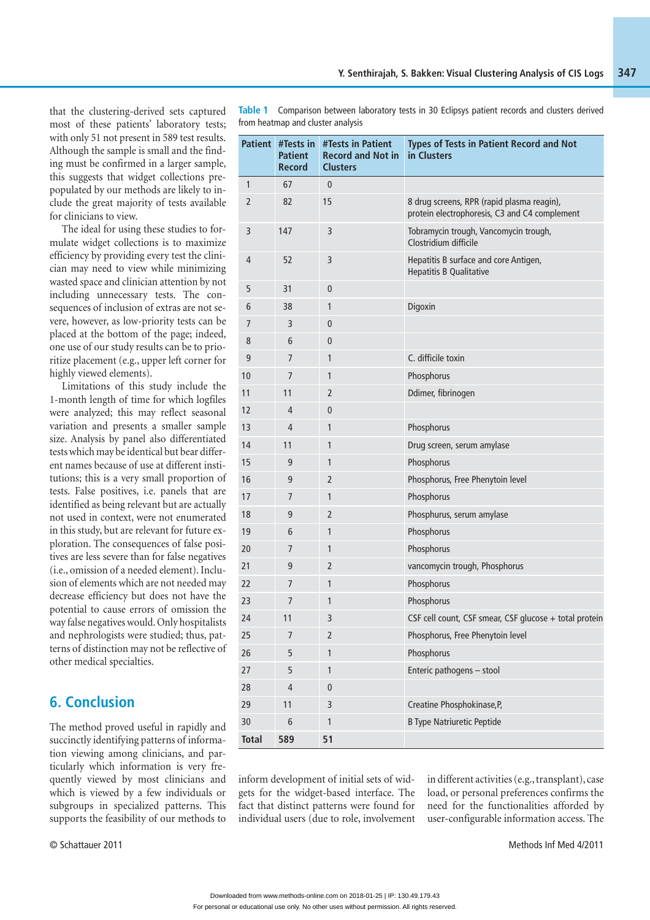that the clustering-derived sets captured most of these patients' laboratory tests; with only 51 not present in 589 test results. Although the sample is small and the finding must be confirmed in a larger sample, this suggests that widget collections prepopulated by our methods are likely to include the great majority of tests available for clinicians to view.

The ideal for using these studies to formulate widget collections is to maximize efficiency by providing every test the clinician may need to view while minimizing wasted space and clinician attention by not including unnecessary tests. The consequences of inclusion of extras are not severe, however, as low-priority tests can be placed at the bottom of the page; indeed, one use of our study results can be to prioritize placement (e.g., upper left corner for highly viewed elements).

Limitations of this study include the 1-month length of time for which logfiles were analyzed; this may reflect seasonal variation and presents a smaller sample size. Analysis by panel also differentiated tests which may be identical but bear different names because of use at different institutions; this is a very small proportion of tests. False positives, i.e. panels that are identified as being relevant but are actually not used in context, were not enumerated in this study, but are relevant for future exploration. The consequences of false positives are less severe than for false negatives (i.e., omission of a needed element). Inclusion of elements which are not needed may decrease efficiency but does not have the potential to cause errors of omission the way false negatives would. Only hospitalists and nephrologists were studied; thus, patterns of distinction may not be reflective of other medical specialties.

**Table 1** Comparison between laboratory tests in 30 Eclipsys patient records and clusters derived from heatmap and cluster analysis

| Patient | #Tests in Patient Record | #Tests in Patient Record and Not in Clusters | Types of Tests in Patient Record and Not in Clusters |
|---|---|---|---|
| 1 | 67 | 0 | |
| 2 | 82 | 15 | 8 drug screens, RPR (rapid plasma reagin), protein electrophoresis, C3 and C4 complement |
| 3 | 147 | 3 | Tobramycin trough, Vancomycin trough, Clostridium difficile |
| 4 | 52 | 3 | Hepatitis B surface and core Antigen, Hepatitis B Qualitative |
| 5 | 31 | 0 | |
| 6 | 38 | 1 | Digoxin |
| 7 | 3 | 0 | |
| 8 | 6 | 0 | |
| 9 | 7 | 1 | C. difficile toxin |
| 10 | 7 | 1 | Phosphorus |
| 11 | 11 | 2 | Ddimer, fibrinogen |
| 12 | 4 | 0 | |
| 13 | 4 | 1 | Phosphorus |
| 14 | 11 | 1 | Drug screen, serum amylase |
| 15 | 9 | 1 | Phosphorus |
| 16 | 9 | 2 | Phosphorus, Free Phenytoin level |
| 17 | 7 | 1 | Phosphorus |
| 18 | 9 | 2 | Phosphurus, serum amylase |
| 19 | 6 | 1 | Phosphorus |
| 20 | 7 | 1 | Phosphorus |
| 21 | 9 | 2 | vancomycin trough, Phosphorus |
| 22 | 7 | 1 | Phosphorus |
| 23 | 7 | 1 | Phosphorus |
| 24 | 11 | 3 | CSF cell count, CSF smear, CSF glucose + total protein |
| 25 | 7 | 2 | Phosphorus, Free Phenytoin level |
| 26 | 5 | 1 | Phosphorus |
| 27 | 5 | 1 | Enteric pathogens – stool |
| 28 | 4 | 0 | |
| 29 | 11 | 3 | Creatine Phosphokinase,P, |
| 30 | 6 | 1 | B Type Natriuretic Peptide |
| **Total** | **589** | **51** | |

## 6. Conclusion

The method proved useful in rapidly and succinctly identifying patterns of information viewing among clinicians, and particularly which information is very frequently viewed by most clinicians and which is viewed by a few individuals or subgroups in specialized patterns. This supports the feasibility of our methods to inform development of initial sets of widgets for the widget-based interface. The fact that distinct patterns were found for individual users (due to role, involvement in different activities (e.g., transplant), case load, or personal preferences confirms the need for the functionalities afforded by user-configurable information access. The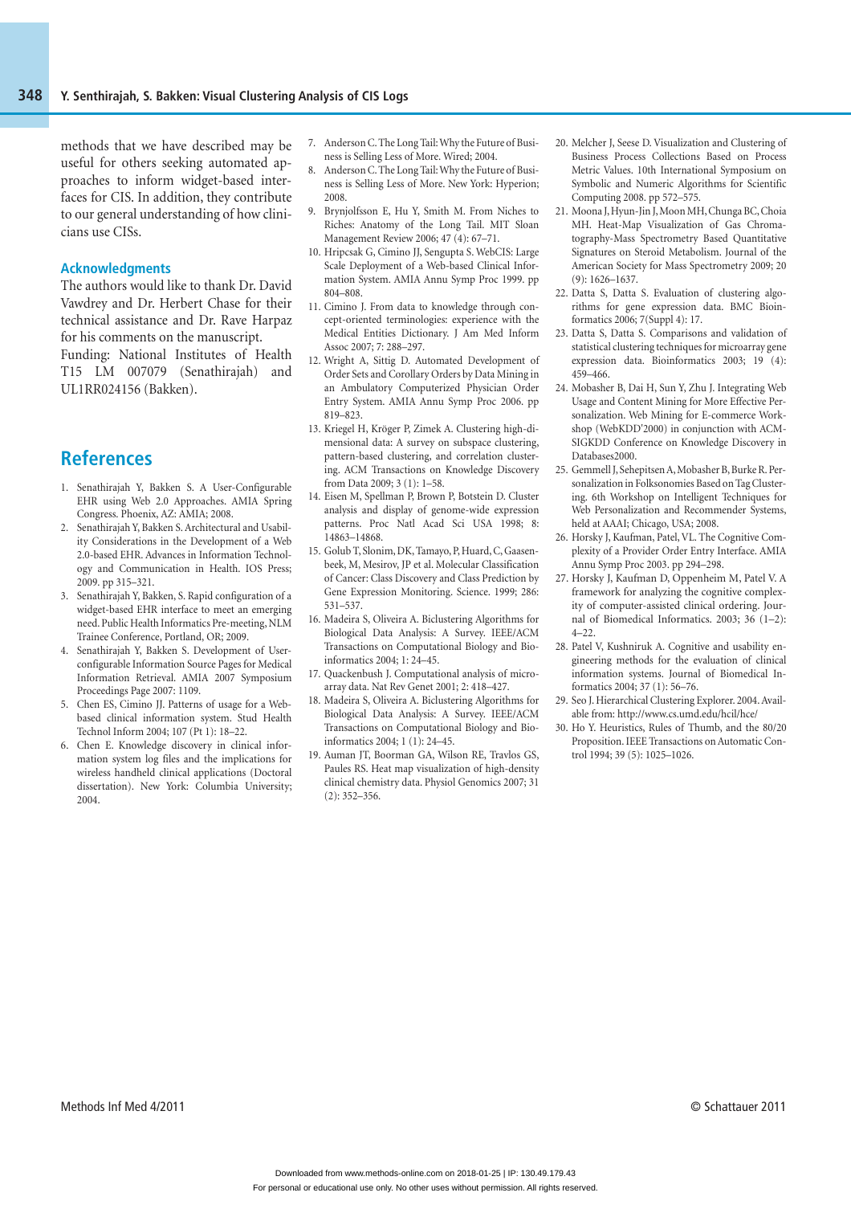methods that we have described may be useful for others seeking automated approaches to inform widget-based interfaces for CIS. In addition, they contribute to our general understanding of how clinicians use CISs.

### Acknowledgments

The authors would like to thank Dr. David Vawdrey and Dr. Herbert Chase for their technical assistance and Dr. Rave Harpaz for his comments on the manuscript.

Funding: National Institutes of Health T15 LM 007079 (Senathirajah) and UL1RR024156 (Bakken).

## References

1. Senathirajah Y, Bakken S. A User-Configurable EHR using Web 2.0 Approaches. AMIA Spring Congress. Phoenix, AZ: AMIA; 2008.
2. Senathirajah Y, Bakken S. Architectural and Usability Considerations in the Development of a Web 2.0-based EHR. Advances in Information Technology and Communication in Health. IOS Press; 2009. pp 315–321.
3. Senathirajah Y, Bakken, S. Rapid configuration of a widget-based EHR interface to meet an emerging need. Public Health Informatics Pre-meeting, NLM Trainee Conference, Portland, OR; 2009.
4. Senathirajah Y, Bakken S. Development of User-configurable Information Source Pages for Medical Information Retrieval. AMIA 2007 Symposium Proceedings Page 2007: 1109.
5. Chen ES, Cimino JJ. Patterns of usage for a Web-based clinical information system. Stud Health Technol Inform 2004; 107 (Pt 1): 18–22.
6. Chen E. Knowledge discovery in clinical information system log files and the implications for wireless handheld clinical applications (Doctoral dissertation). New York: Columbia University; 2004.
7. Anderson C. The Long Tail: Why the Future of Business is Selling Less of More. Wired; 2004.
8. Anderson C. The Long Tail: Why the Future of Business is Selling Less of More. New York: Hyperion; 2008.
9. Brynjolfsson E, Hu Y, Smith M. From Niches to Riches: Anatomy of the Long Tail. MIT Sloan Management Review 2006; 47 (4): 67–71.
10. Hripcsak G, Cimino JJ, Sengupta S. WebCIS: Large Scale Deployment of a Web-based Clinical Information System. AMIA Annu Symp Proc 1999. pp 804–808.
11. Cimino J. From data to knowledge through concept-oriented terminologies: experience with the Medical Entities Dictionary. J Am Med Inform Assoc 2007; 7: 288–297.
12. Wright A, Sittig D. Automated Development of Order Sets and Corollary Orders by Data Mining in an Ambulatory Computerized Physician Order Entry System. AMIA Annu Symp Proc 2006. pp 819–823.
13. Kriegel H, Kröger P, Zimek A. Clustering high-dimensional data: A survey on subspace clustering, pattern-based clustering, and correlation clustering. ACM Transactions on Knowledge Discovery from Data 2009; 3 (1): 1–58.
14. Eisen M, Spellman P, Brown P, Botstein D. Cluster analysis and display of genome-wide expression patterns. Proc Natl Acad Sci USA 1998; 8: 14863–14868.
15. Golub T, Slonim, DK, Tamayo, P, Huard, C, Gaasenbeek, M, Mesirov, JP et al. Molecular Classification of Cancer: Class Discovery and Class Prediction by Gene Expression Monitoring. Science. 1999; 286: 531–537.
16. Madeira S, Oliveira A. Biclustering Algorithms for Biological Data Analysis: A Survey. IEEE/ACM Transactions on Computational Biology and Bioinformatics 2004; 1: 24–45.
17. Quackenbush J. Computational analysis of microarray data. Nat Rev Genet 2001; 2: 418–427.
18. Madeira S, Oliveira A. Biclustering Algorithms for Biological Data Analysis: A Survey. IEEE/ACM Transactions on Computational Biology and Bioinformatics 2004; 1 (1): 24–45.
19. Auman JT, Boorman GA, Wilson RE, Travlos GS, Paules RS. Heat map visualization of high-density clinical chemistry data. Physiol Genomics 2007; 31 (2): 352–356.
20. Melcher J, Seese D. Visualization and Clustering of Business Process Collections Based on Process Metric Values. 10th International Symposium on Symbolic and Numeric Algorithms for Scientific Computing 2008. pp 572–575.
21. Moona J, Hyun-Jin J, Moon MH, Chunga BC, Choia MH. Heat-Map Visualization of Gas Chromatography-Mass Spectrometry Based Quantitative Signatures on Steroid Metabolism. Journal of the American Society for Mass Spectrometry 2009; 20 (9): 1626–1637.
22. Datta S, Datta S. Evaluation of clustering algorithms for gene expression data. BMC Bioinformatics 2006; 7(Suppl 4): 17.
23. Datta S, Datta S. Comparisons and validation of statistical clustering techniques for microarray gene expression data. Bioinformatics 2003; 19 (4): 459–466.
24. Mobasher B, Dai H, Sun Y, Zhu J. Integrating Web Usage and Content Mining for More Effective Personalization. Web Mining for E-commerce Workshop (WebKDD'2000) in conjunction with ACM-SIGKDD Conference on Knowledge Discovery in Databases2000.
25. Gemmell J, Sehepitsen A, Mobasher B, Burke R. Personalization in Folksonomies Based on Tag Clustering. 6th Workshop on Intelligent Techniques for Web Personalization and Recommender Systems, held at AAAI; Chicago, USA; 2008.
26. Horsky J, Kaufman, Patel, VL. The Cognitive Complexity of a Provider Order Entry Interface. AMIA Annu Symp Proc 2003. pp 294–298.
27. Horsky J, Kaufman D, Oppenheim M, Patel V. A framework for analyzing the cognitive complexity of computer-assisted clinical ordering. Journal of Biomedical Informatics. 2003; 36 (1–2): 4–22.
28. Patel V, Kushniruk A. Cognitive and usability engineering methods for the evaluation of clinical information systems. Journal of Biomedical Informatics 2004; 37 (1): 56–76.
29. Seo J. Hierarchical Clustering Explorer. 2004. Available from: http://www.cs.umd.edu/hcil/hce/
30. Ho Y. Heuristics, Rules of Thumb, and the 80/20 Proposition. IEEE Transactions on Automatic Control 1994; 39 (5): 1025–1026.